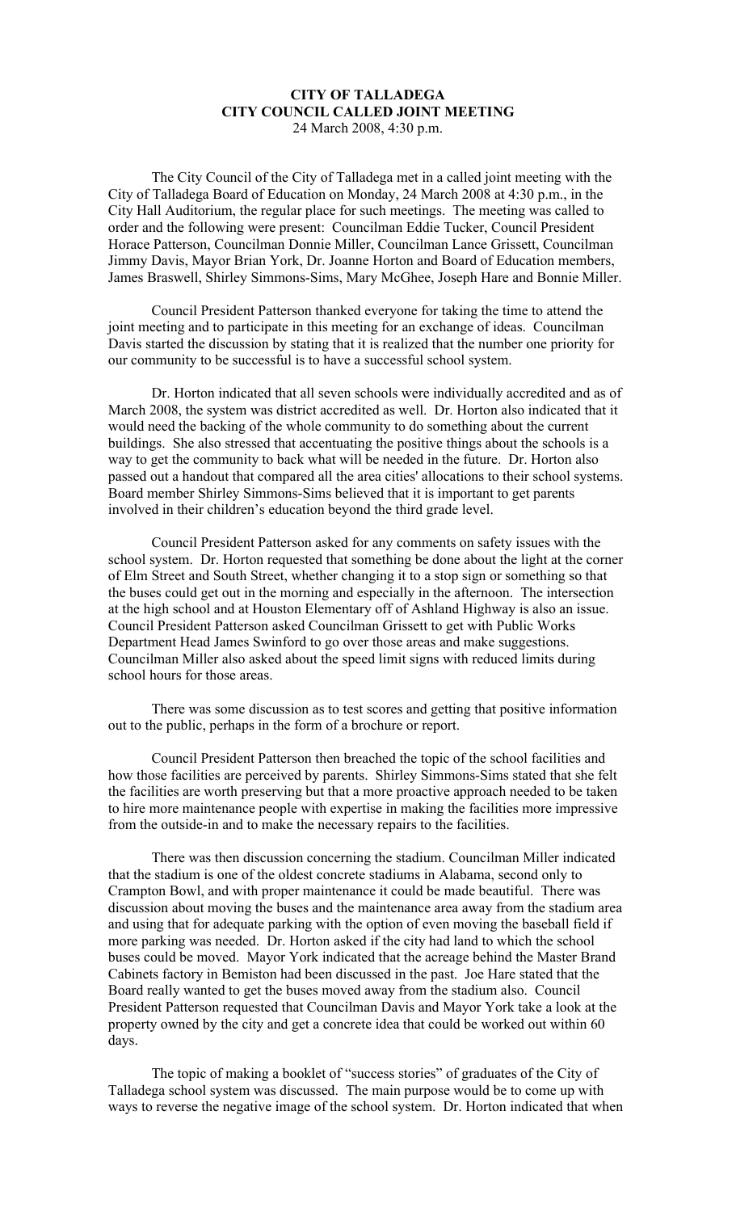**CITY OF TALLADEGA**
**CITY COUNCIL CALLED JOINT MEETING**
24 March 2008, 4:30 p.m.

The City Council of the City of Talladega met in a called joint meeting with the City of Talladega Board of Education on Monday, 24 March 2008 at 4:30 p.m., in the City Hall Auditorium, the regular place for such meetings. The meeting was called to order and the following were present: Councilman Eddie Tucker, Council President Horace Patterson, Councilman Donnie Miller, Councilman Lance Grissett, Councilman Jimmy Davis, Mayor Brian York, Dr. Joanne Horton and Board of Education members, James Braswell, Shirley Simmons-Sims, Mary McGhee, Joseph Hare and Bonnie Miller.

Council President Patterson thanked everyone for taking the time to attend the joint meeting and to participate in this meeting for an exchange of ideas. Councilman Davis started the discussion by stating that it is realized that the number one priority for our community to be successful is to have a successful school system.

Dr. Horton indicated that all seven schools were individually accredited and as of March 2008, the system was district accredited as well. Dr. Horton also indicated that it would need the backing of the whole community to do something about the current buildings. She also stressed that accentuating the positive things about the schools is a way to get the community to back what will be needed in the future. Dr. Horton also passed out a handout that compared all the area cities' allocations to their school systems. Board member Shirley Simmons-Sims believed that it is important to get parents involved in their children's education beyond the third grade level.

Council President Patterson asked for any comments on safety issues with the school system. Dr. Horton requested that something be done about the light at the corner of Elm Street and South Street, whether changing it to a stop sign or something so that the buses could get out in the morning and especially in the afternoon. The intersection at the high school and at Houston Elementary off of Ashland Highway is also an issue. Council President Patterson asked Councilman Grissett to get with Public Works Department Head James Swinford to go over those areas and make suggestions. Councilman Miller also asked about the speed limit signs with reduced limits during school hours for those areas.

There was some discussion as to test scores and getting that positive information out to the public, perhaps in the form of a brochure or report.

Council President Patterson then breached the topic of the school facilities and how those facilities are perceived by parents. Shirley Simmons-Sims stated that she felt the facilities are worth preserving but that a more proactive approach needed to be taken to hire more maintenance people with expertise in making the facilities more impressive from the outside-in and to make the necessary repairs to the facilities.

There was then discussion concerning the stadium. Councilman Miller indicated that the stadium is one of the oldest concrete stadiums in Alabama, second only to Crampton Bowl, and with proper maintenance it could be made beautiful. There was discussion about moving the buses and the maintenance area away from the stadium area and using that for adequate parking with the option of even moving the baseball field if more parking was needed. Dr. Horton asked if the city had land to which the school buses could be moved. Mayor York indicated that the acreage behind the Master Brand Cabinets factory in Bemiston had been discussed in the past. Joe Hare stated that the Board really wanted to get the buses moved away from the stadium also. Council President Patterson requested that Councilman Davis and Mayor York take a look at the property owned by the city and get a concrete idea that could be worked out within 60 days.

The topic of making a booklet of "success stories" of graduates of the City of Talladega school system was discussed. The main purpose would be to come up with ways to reverse the negative image of the school system. Dr. Horton indicated that when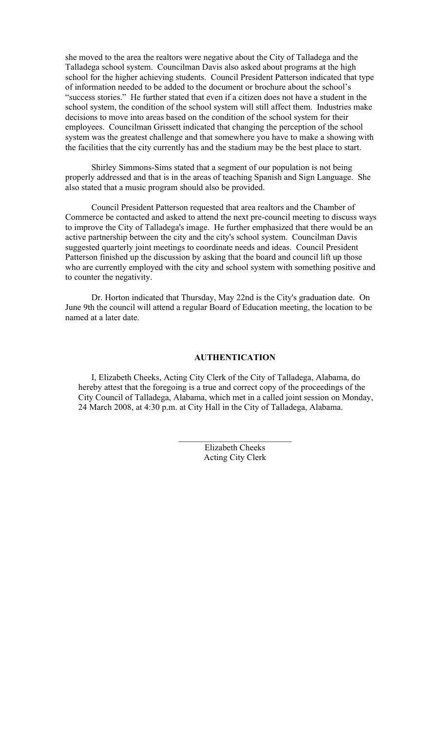she moved to the area the realtors were negative about the City of Talladega and the Talladega school system. Councilman Davis also asked about programs at the high school for the higher achieving students. Council President Patterson indicated that type of information needed to be added to the document or brochure about the school's "success stories." He further stated that even if a citizen does not have a student in the school system, the condition of the school system will still affect them. Industries make decisions to move into areas based on the condition of the school system for their employees. Councilman Grissett indicated that changing the perception of the school system was the greatest challenge and that somewhere you have to make a showing with the facilities that the city currently has and the stadium may be the best place to start.

Shirley Simmons-Sims stated that a segment of our population is not being properly addressed and that is in the areas of teaching Spanish and Sign Language. She also stated that a music program should also be provided.

Council President Patterson requested that area realtors and the Chamber of Commerce be contacted and asked to attend the next pre-council meeting to discuss ways to improve the City of Talladega's image. He further emphasized that there would be an active partnership between the city and the city's school system. Councilman Davis suggested quarterly joint meetings to coordinate needs and ideas. Council President Patterson finished up the discussion by asking that the board and council lift up those who are currently employed with the city and school system with something positive and to counter the negativity.

Dr. Horton indicated that Thursday, May 22nd is the City's graduation date. On June 9th the council will attend a regular Board of Education meeting, the location to be named at a later date.

**AUTHENTICATION**

I, Elizabeth Cheeks, Acting City Clerk of the City of Talladega, Alabama, do hereby attest that the foregoing is a true and correct copy of the proceedings of the City Council of Talladega, Alabama, which met in a called joint session on Monday, 24 March 2008, at 4:30 p.m. at City Hall in the City of Talladega, Alabama.

\_\_\_\_\_\_\_\_\_\_\_\_\_\_\_\_\_\_\_\_\_\_\_\_\_\_

Elizabeth Cheeks
Acting City Clerk